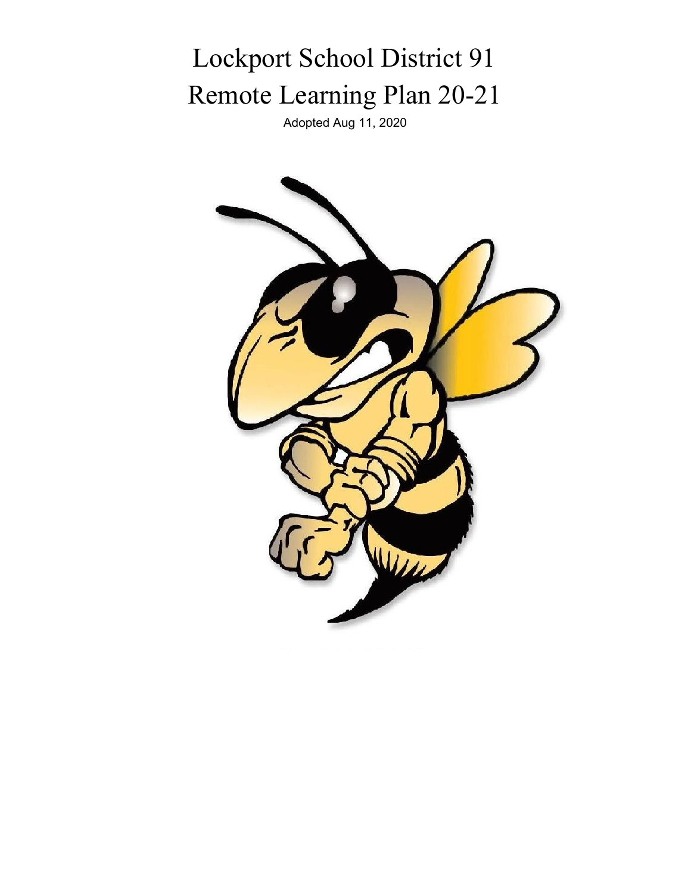# Lockport School District 91
# Remote Learning Plan 20-21

Adopted Aug 11, 2020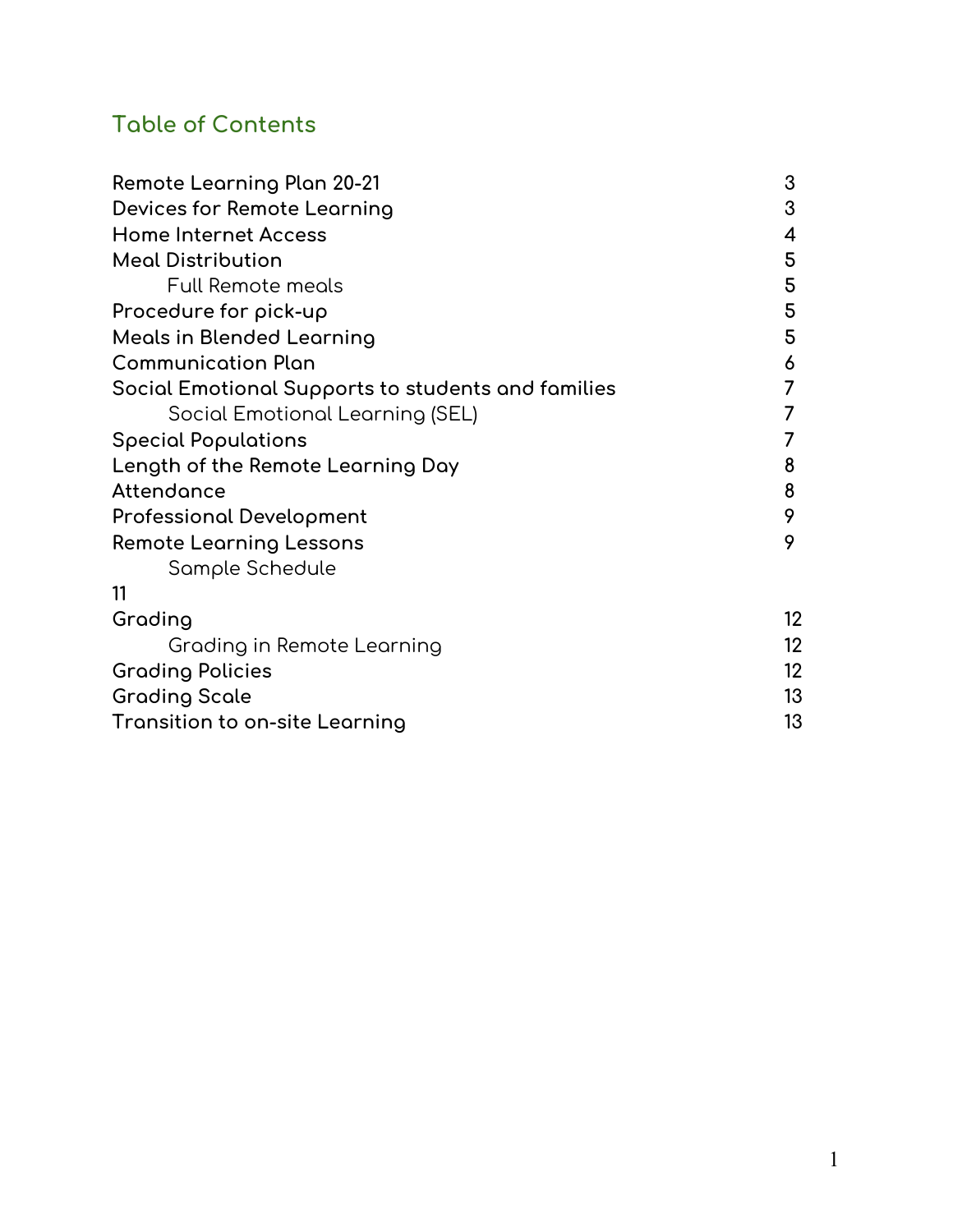## Table of Contents

| | |
|---|---|
| **Remote Learning Plan 20-21** | 3 |
| **Devices for Remote Learning** | 3 |
| **Home Internet Access** | 4 |
| **Meal Distribution** | 5 |
| Full Remote meals | 5 |
| **Procedure for pick-up** | 5 |
| **Meals in Blended Learning** | 5 |
| **Communication Plan** | 6 |
| **Social Emotional Supports to students and families** | 7 |
| Social Emotional Learning (SEL) | 7 |
| **Special Populations** | 7 |
| **Length of the Remote Learning Day** | 8 |
| **Attendance** | 8 |
| **Professional Development** | 9 |
| **Remote Learning Lessons** | 9 |
| Sample Schedule | 11 |
| **Grading** | 12 |
| Grading in Remote Learning | 12 |
| **Grading Policies** | 12 |
| **Grading Scale** | 13 |
| **Transition to on-site Learning** | 13 |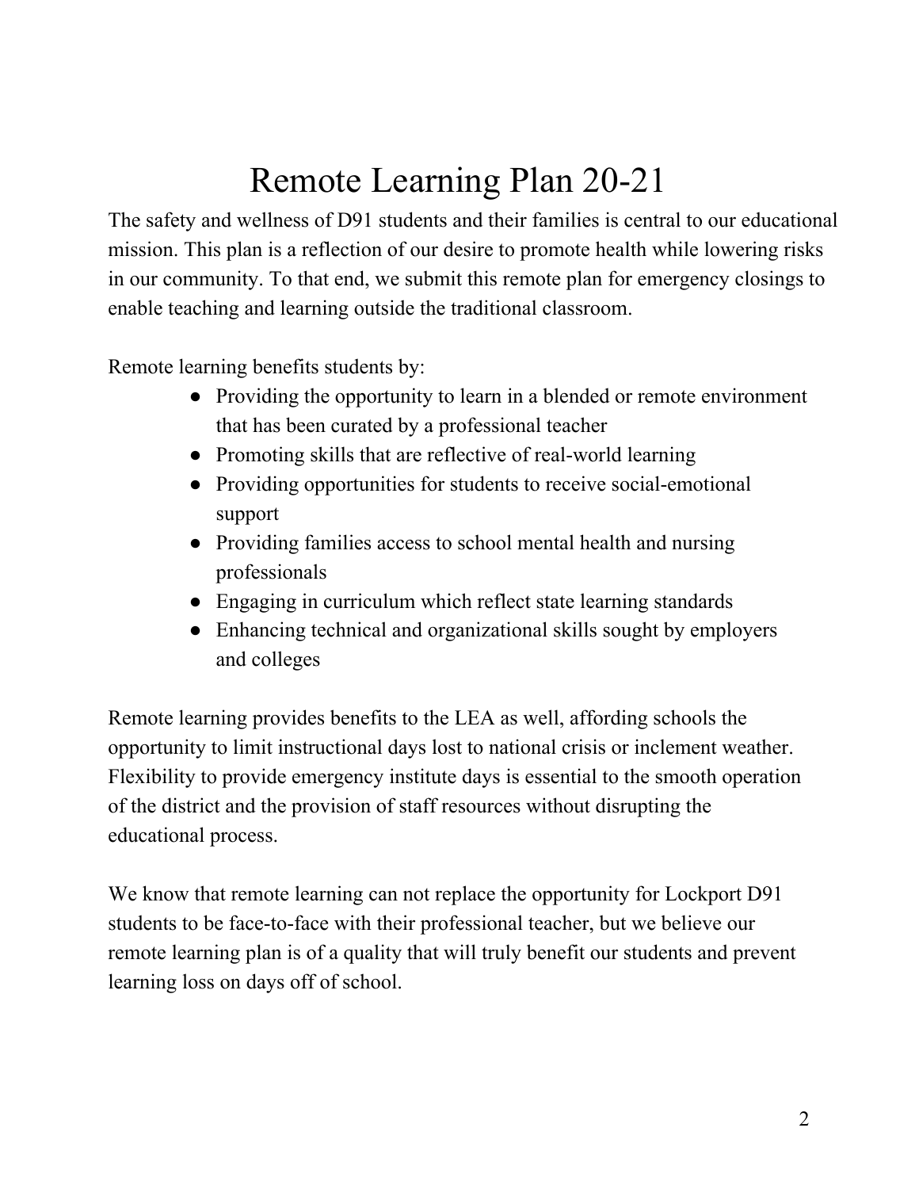# Remote Learning Plan 20-21

The safety and wellness of D91 students and their families is central to our educational mission. This plan is a reflection of our desire to promote health while lowering risks in our community. To that end, we submit this remote plan for emergency closings to enable teaching and learning outside the traditional classroom.

Remote learning benefits students by:

- Providing the opportunity to learn in a blended or remote environment that has been curated by a professional teacher
- Promoting skills that are reflective of real-world learning
- Providing opportunities for students to receive social-emotional support
- Providing families access to school mental health and nursing professionals
- Engaging in curriculum which reflect state learning standards
- Enhancing technical and organizational skills sought by employers and colleges

Remote learning provides benefits to the LEA as well, affording schools the opportunity to limit instructional days lost to national crisis or inclement weather. Flexibility to provide emergency institute days is essential to the smooth operation of the district and the provision of staff resources without disrupting the educational process.

We know that remote learning can not replace the opportunity for Lockport D91 students to be face-to-face with their professional teacher, but we believe our remote learning plan is of a quality that will truly benefit our students and prevent learning loss on days off of school.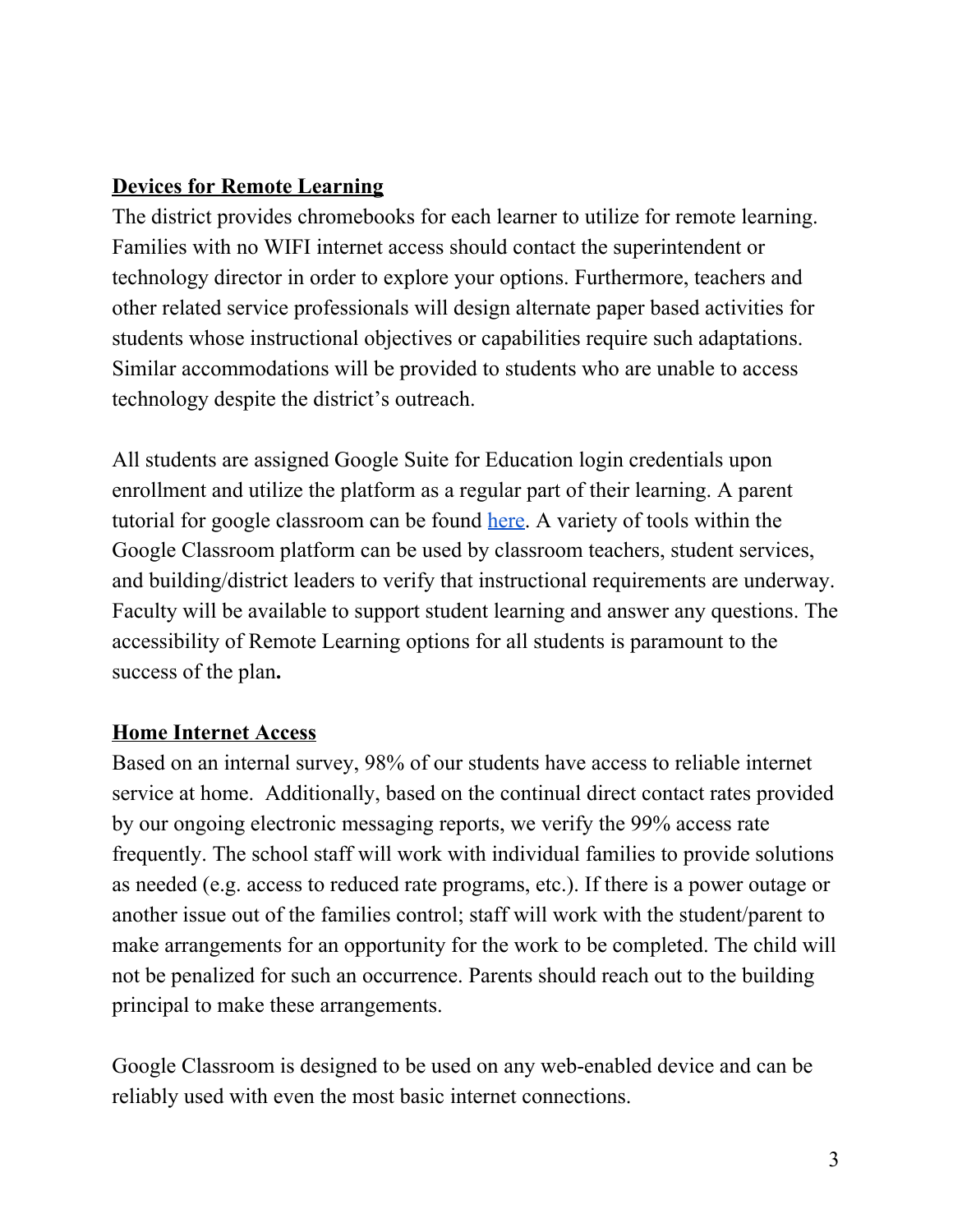## Devices for Remote Learning

The district provides chromebooks for each learner to utilize for remote learning. Families with no WIFI internet access should contact the superintendent or technology director in order to explore your options. Furthermore, teachers and other related service professionals will design alternate paper based activities for students whose instructional objectives or capabilities require such adaptations. Similar accommodations will be provided to students who are unable to access technology despite the district's outreach.

All students are assigned Google Suite for Education login credentials upon enrollment and utilize the platform as a regular part of their learning. A parent tutorial for google classroom can be found here. A variety of tools within the Google Classroom platform can be used by classroom teachers, student services, and building/district leaders to verify that instructional requirements are underway. Faculty will be available to support student learning and answer any questions. The accessibility of Remote Learning options for all students is paramount to the success of the plan**.**

## Home Internet Access

Based on an internal survey, 98% of our students have access to reliable internet service at home. Additionally, based on the continual direct contact rates provided by our ongoing electronic messaging reports, we verify the 99% access rate frequently. The school staff will work with individual families to provide solutions as needed (e.g. access to reduced rate programs, etc.). If there is a power outage or another issue out of the families control; staff will work with the student/parent to make arrangements for an opportunity for the work to be completed. The child will not be penalized for such an occurrence. Parents should reach out to the building principal to make these arrangements.

Google Classroom is designed to be used on any web-enabled device and can be reliably used with even the most basic internet connections.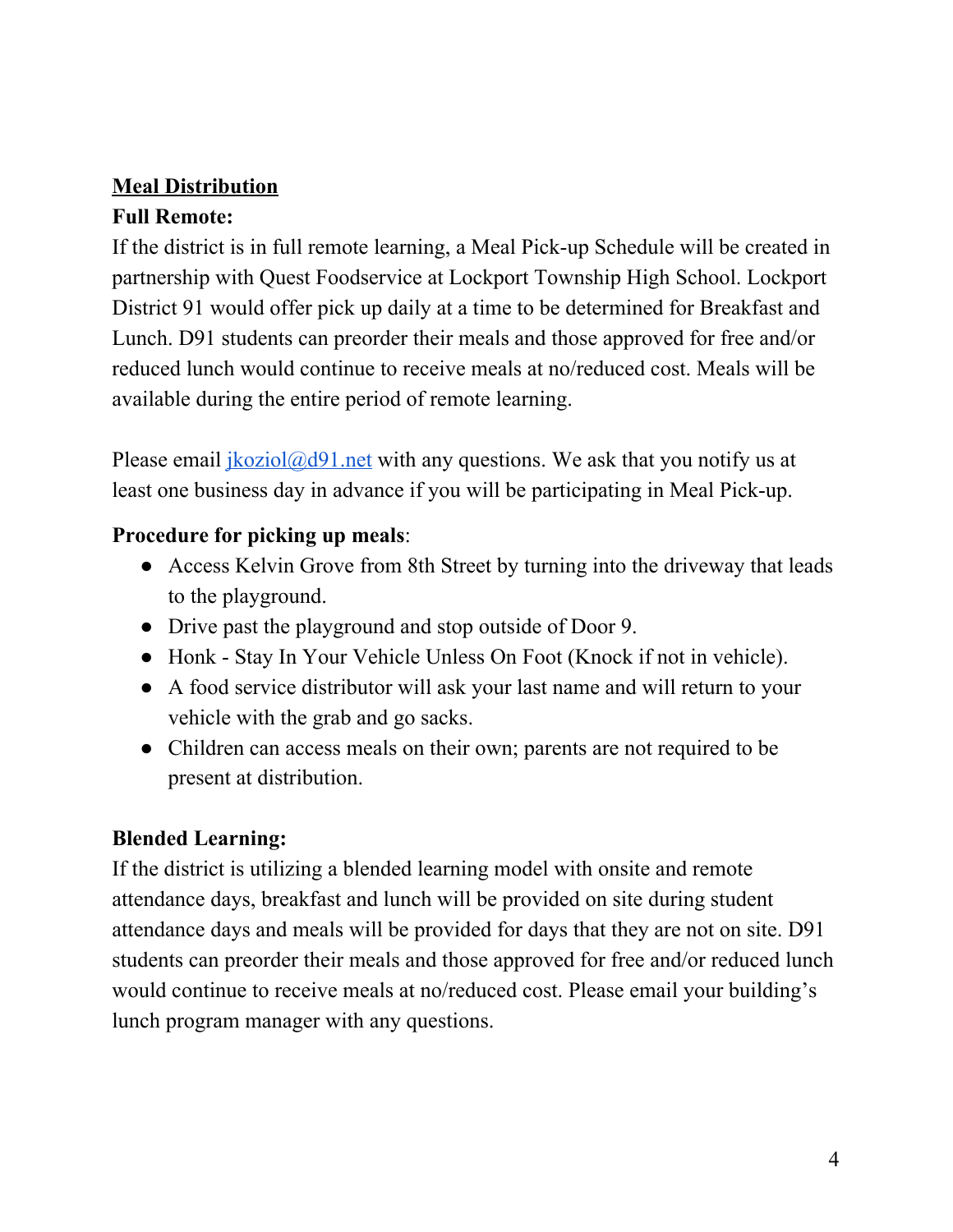## Meal Distribution

**Full Remote:**

If the district is in full remote learning, a Meal Pick-up Schedule will be created in partnership with Quest Foodservice at Lockport Township High School. Lockport District 91 would offer pick up daily at a time to be determined for Breakfast and Lunch. D91 students can preorder their meals and those approved for free and/or reduced lunch would continue to receive meals at no/reduced cost. Meals will be available during the entire period of remote learning.

Please email [jkoziol@d91.net](mailto:jkoziol@d91.net) with any questions. We ask that you notify us at least one business day in advance if you will be participating in Meal Pick-up.

**Procedure for picking up meals**:

- Access Kelvin Grove from 8th Street by turning into the driveway that leads to the playground.
- Drive past the playground and stop outside of Door 9.
- Honk - Stay In Your Vehicle Unless On Foot (Knock if not in vehicle).
- A food service distributor will ask your last name and will return to your vehicle with the grab and go sacks.
- Children can access meals on their own; parents are not required to be present at distribution.

**Blended Learning:**

If the district is utilizing a blended learning model with onsite and remote attendance days, breakfast and lunch will be provided on site during student attendance days and meals will be provided for days that they are not on site. D91 students can preorder their meals and those approved for free and/or reduced lunch would continue to receive meals at no/reduced cost. Please email your building's lunch program manager with any questions.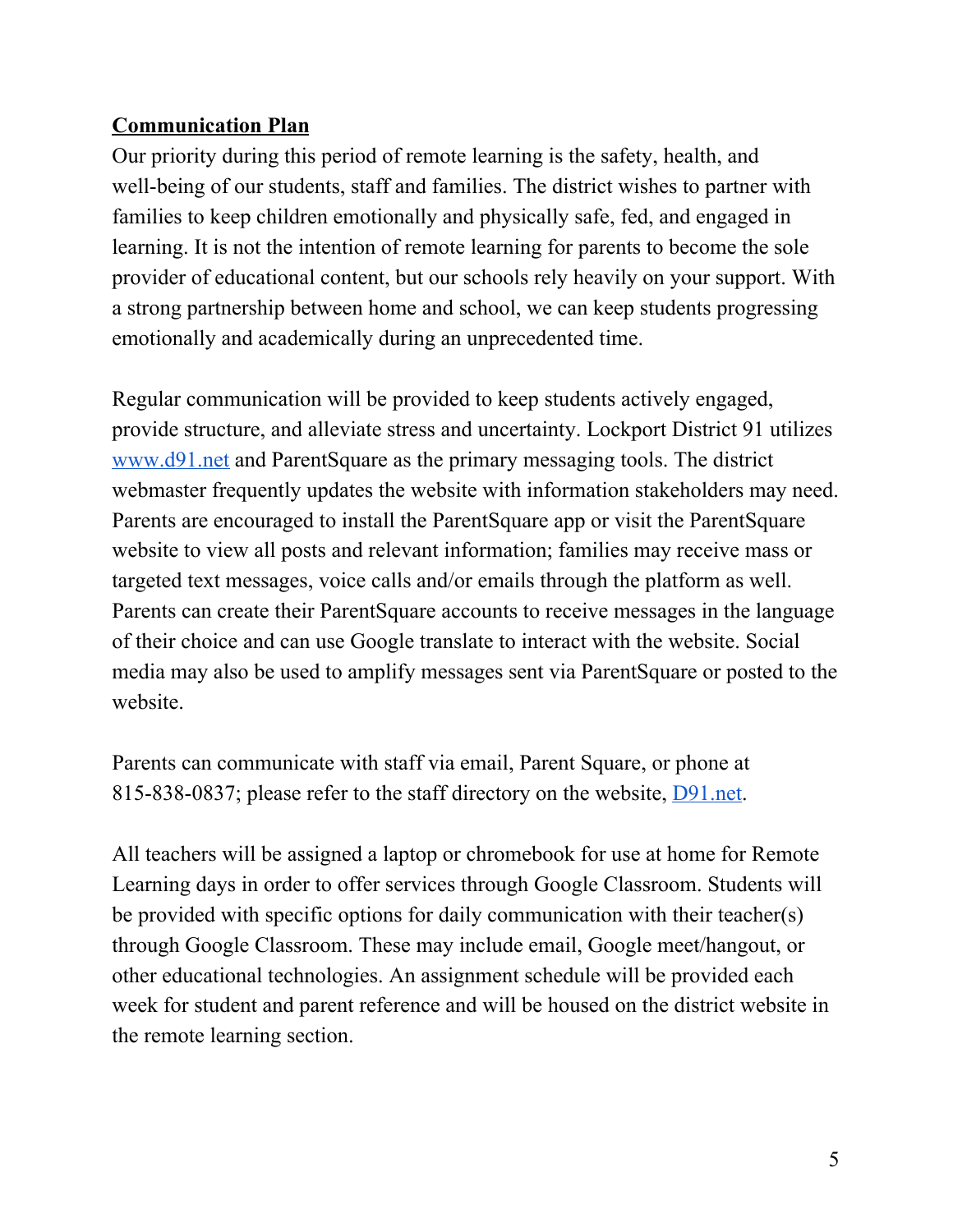**Communication Plan**

Our priority during this period of remote learning is the safety, health, and well-being of our students, staff and families. The district wishes to partner with families to keep children emotionally and physically safe, fed, and engaged in learning. It is not the intention of remote learning for parents to become the sole provider of educational content, but our schools rely heavily on your support. With a strong partnership between home and school, we can keep students progressing emotionally and academically during an unprecedented time.

Regular communication will be provided to keep students actively engaged, provide structure, and alleviate stress and uncertainty. Lockport District 91 utilizes [www.d91.net](www.d91.net) and ParentSquare as the primary messaging tools. The district webmaster frequently updates the website with information stakeholders may need. Parents are encouraged to install the ParentSquare app or visit the ParentSquare website to view all posts and relevant information; families may receive mass or targeted text messages, voice calls and/or emails through the platform as well. Parents can create their ParentSquare accounts to receive messages in the language of their choice and can use Google translate to interact with the website. Social media may also be used to amplify messages sent via ParentSquare or posted to the website.

Parents can communicate with staff via email, Parent Square, or phone at 815-838-0837; please refer to the staff directory on the website, [D91.net](D91.net).

All teachers will be assigned a laptop or chromebook for use at home for Remote Learning days in order to offer services through Google Classroom. Students will be provided with specific options for daily communication with their teacher(s) through Google Classroom. These may include email, Google meet/hangout, or other educational technologies. An assignment schedule will be provided each week for student and parent reference and will be housed on the district website in the remote learning section.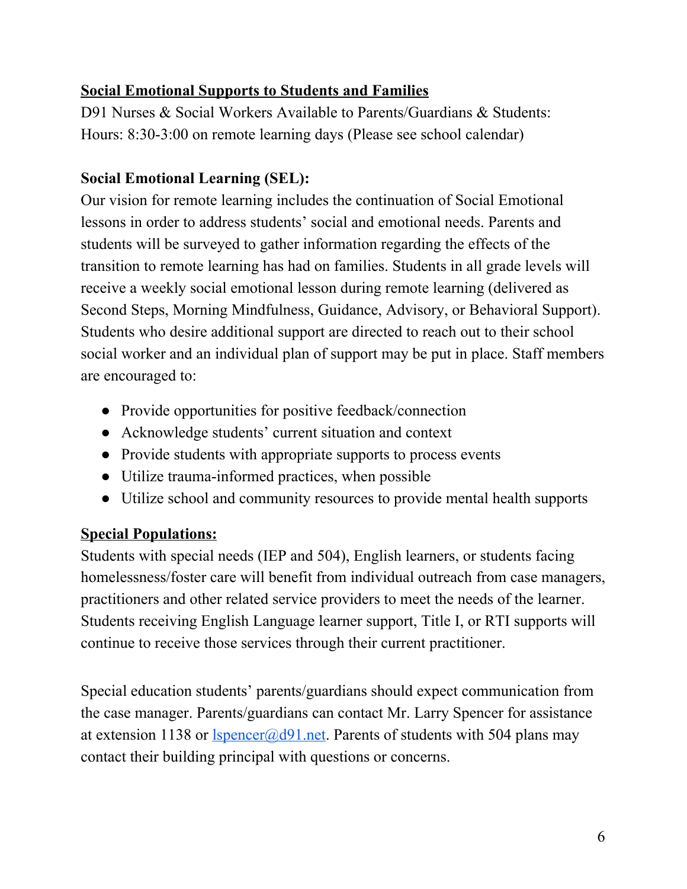## Social Emotional Supports to Students and Families

D91 Nurses & Social Workers Available to Parents/Guardians & Students:
Hours: 8:30-3:00 on remote learning days (Please see school calendar)

### Social Emotional Learning (SEL):

Our vision for remote learning includes the continuation of Social Emotional lessons in order to address students' social and emotional needs. Parents and students will be surveyed to gather information regarding the effects of the transition to remote learning has had on families. Students in all grade levels will receive a weekly social emotional lesson during remote learning (delivered as Second Steps, Morning Mindfulness, Guidance, Advisory, or Behavioral Support). Students who desire additional support are directed to reach out to their school social worker and an individual plan of support may be put in place. Staff members are encouraged to:

- Provide opportunities for positive feedback/connection
- Acknowledge students' current situation and context
- Provide students with appropriate supports to process events
- Utilize trauma-informed practices, when possible
- Utilize school and community resources to provide mental health supports

## Special Populations:

Students with special needs (IEP and 504), English learners, or students facing homelessness/foster care will benefit from individual outreach from case managers, practitioners and other related service providers to meet the needs of the learner. Students receiving English Language learner support, Title I, or RTI supports will continue to receive those services through their current practitioner.

Special education students' parents/guardians should expect communication from the case manager. Parents/guardians can contact Mr. Larry Spencer for assistance at extension 1138 or [lspencer@d91.net](mailto:lspencer@d91.net). Parents of students with 504 plans may contact their building principal with questions or concerns.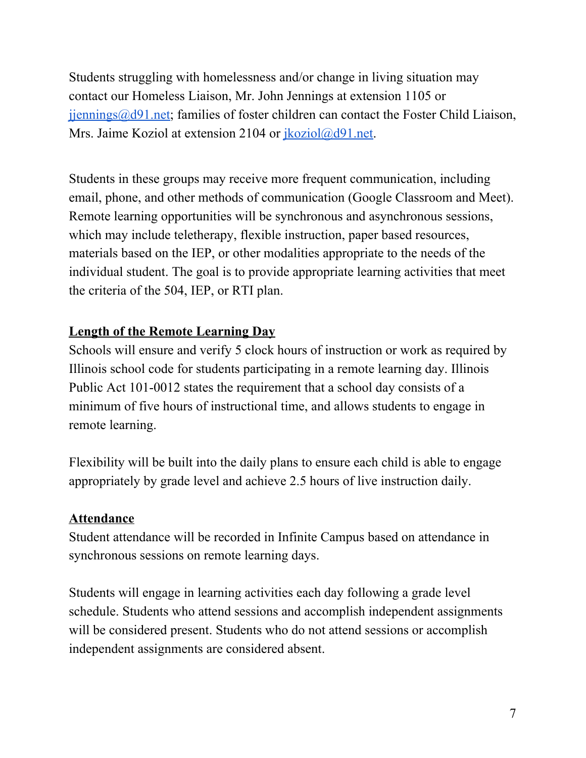Students struggling with homelessness and/or change in living situation may contact our Homeless Liaison, Mr. John Jennings at extension 1105 or jjennings@d91.net; families of foster children can contact the Foster Child Liaison, Mrs. Jaime Koziol at extension 2104 or jkoziol@d91.net.

Students in these groups may receive more frequent communication, including email, phone, and other methods of communication (Google Classroom and Meet). Remote learning opportunities will be synchronous and asynchronous sessions, which may include teletherapy, flexible instruction, paper based resources, materials based on the IEP, or other modalities appropriate to the needs of the individual student. The goal is to provide appropriate learning activities that meet the criteria of the 504, IEP, or RTI plan.

## Length of the Remote Learning Day

Schools will ensure and verify 5 clock hours of instruction or work as required by Illinois school code for students participating in a remote learning day. Illinois Public Act 101-0012 states the requirement that a school day consists of a minimum of five hours of instructional time, and allows students to engage in remote learning.

Flexibility will be built into the daily plans to ensure each child is able to engage appropriately by grade level and achieve 2.5 hours of live instruction daily.

## Attendance

Student attendance will be recorded in Infinite Campus based on attendance in synchronous sessions on remote learning days.

Students will engage in learning activities each day following a grade level schedule. Students who attend sessions and accomplish independent assignments will be considered present. Students who do not attend sessions or accomplish independent assignments are considered absent.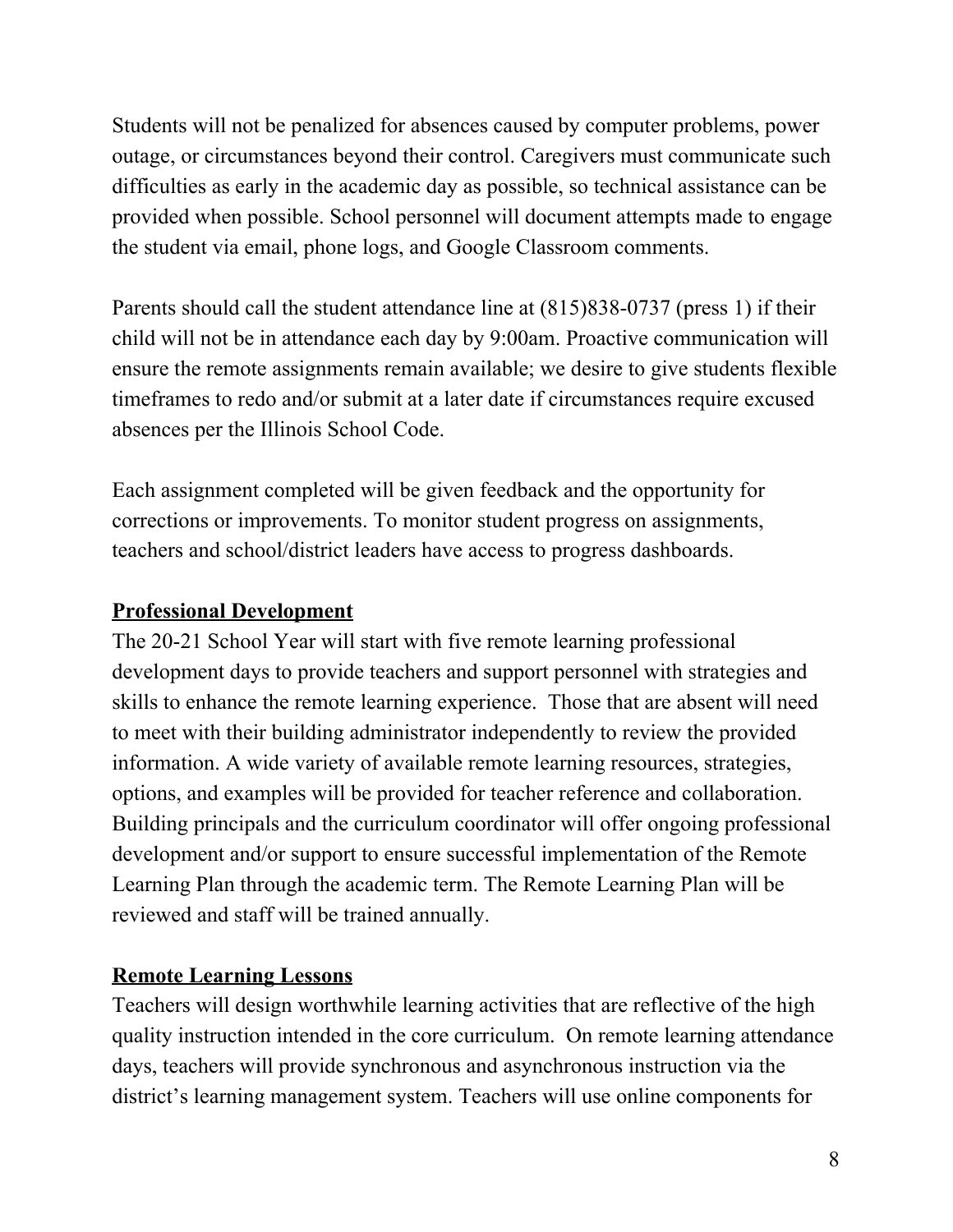Students will not be penalized for absences caused by computer problems, power outage, or circumstances beyond their control. Caregivers must communicate such difficulties as early in the academic day as possible, so technical assistance can be provided when possible. School personnel will document attempts made to engage the student via email, phone logs, and Google Classroom comments.

Parents should call the student attendance line at (815)838-0737 (press 1) if their child will not be in attendance each day by 9:00am. Proactive communication will ensure the remote assignments remain available; we desire to give students flexible timeframes to redo and/or submit at a later date if circumstances require excused absences per the Illinois School Code.

Each assignment completed will be given feedback and the opportunity for corrections or improvements. To monitor student progress on assignments, teachers and school/district leaders have access to progress dashboards.

**Professional Development**

The 20-21 School Year will start with five remote learning professional development days to provide teachers and support personnel with strategies and skills to enhance the remote learning experience. Those that are absent will need to meet with their building administrator independently to review the provided information. A wide variety of available remote learning resources, strategies, options, and examples will be provided for teacher reference and collaboration. Building principals and the curriculum coordinator will offer ongoing professional development and/or support to ensure successful implementation of the Remote Learning Plan through the academic term. The Remote Learning Plan will be reviewed and staff will be trained annually.

**Remote Learning Lessons**

Teachers will design worthwhile learning activities that are reflective of the high quality instruction intended in the core curriculum. On remote learning attendance days, teachers will provide synchronous and asynchronous instruction via the district's learning management system. Teachers will use online components for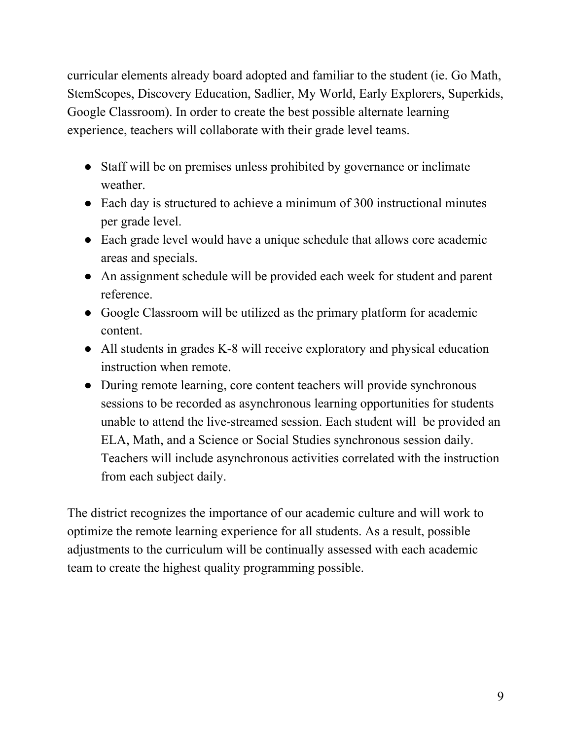curricular elements already board adopted and familiar to the student (ie. Go Math, StemScopes, Discovery Education, Sadlier, My World, Early Explorers, Superkids, Google Classroom). In order to create the best possible alternate learning experience, teachers will collaborate with their grade level teams.

- Staff will be on premises unless prohibited by governance or inclimate weather.
- Each day is structured to achieve a minimum of 300 instructional minutes per grade level.
- Each grade level would have a unique schedule that allows core academic areas and specials.
- An assignment schedule will be provided each week for student and parent reference.
- Google Classroom will be utilized as the primary platform for academic content.
- All students in grades K-8 will receive exploratory and physical education instruction when remote.
- During remote learning, core content teachers will provide synchronous sessions to be recorded as asynchronous learning opportunities for students unable to attend the live-streamed session. Each student will be provided an ELA, Math, and a Science or Social Studies synchronous session daily. Teachers will include asynchronous activities correlated with the instruction from each subject daily.

The district recognizes the importance of our academic culture and will work to optimize the remote learning experience for all students. As a result, possible adjustments to the curriculum will be continually assessed with each academic team to create the highest quality programming possible.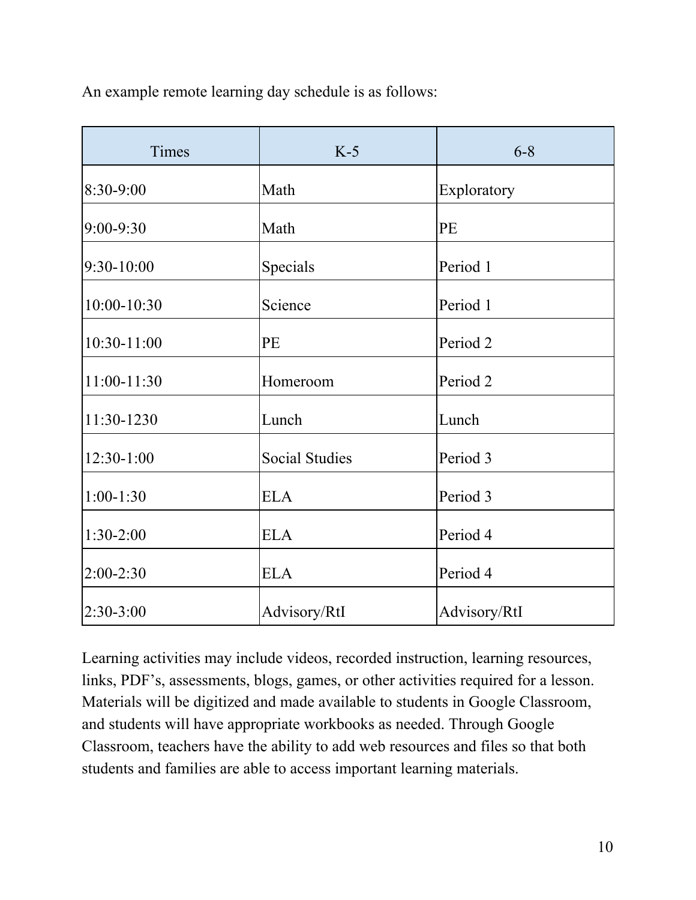An example remote learning day schedule is as follows:

| Times | K-5 | 6-8 |
| --- | --- | --- |
| 8:30-9:00 | Math | Exploratory |
| 9:00-9:30 | Math | PE |
| 9:30-10:00 | Specials | Period 1 |
| 10:00-10:30 | Science | Period 1 |
| 10:30-11:00 | PE | Period 2 |
| 11:00-11:30 | Homeroom | Period 2 |
| 11:30-1230 | Lunch | Lunch |
| 12:30-1:00 | Social Studies | Period 3 |
| 1:00-1:30 | ELA | Period 3 |
| 1:30-2:00 | ELA | Period 4 |
| 2:00-2:30 | ELA | Period 4 |
| 2:30-3:00 | Advisory/RtI | Advisory/RtI |

Learning activities may include videos, recorded instruction, learning resources, links, PDF's, assessments, blogs, games, or other activities required for a lesson. Materials will be digitized and made available to students in Google Classroom, and students will have appropriate workbooks as needed. Through Google Classroom, teachers have the ability to add web resources and files so that both students and families are able to access important learning materials.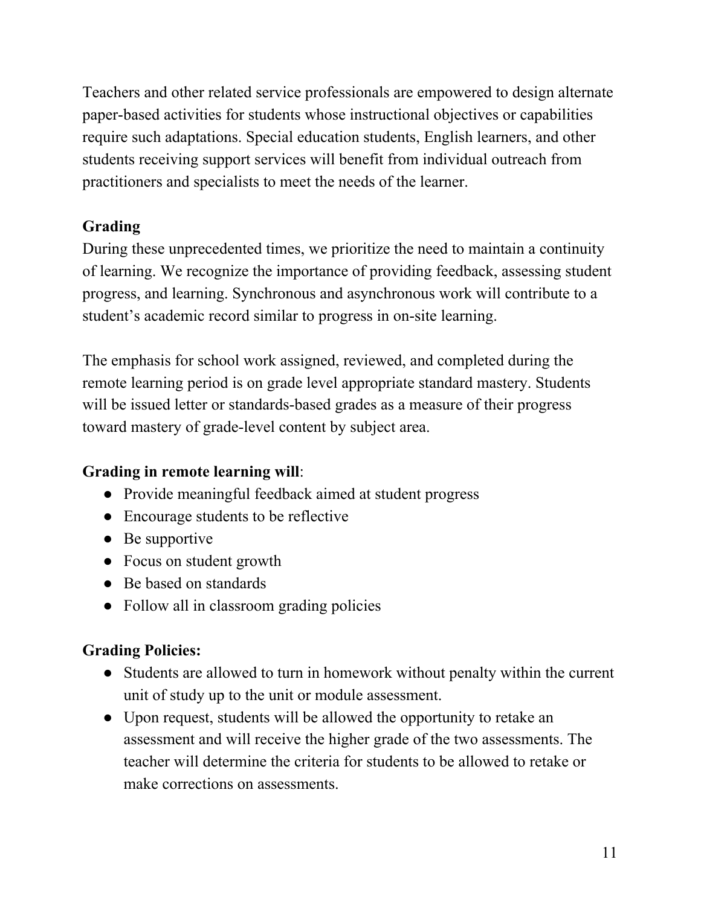Teachers and other related service professionals are empowered to design alternate paper-based activities for students whose instructional objectives or capabilities require such adaptations. Special education students, English learners, and other students receiving support services will benefit from individual outreach from practitioners and specialists to meet the needs of the learner.

**Grading**

During these unprecedented times, we prioritize the need to maintain a continuity of learning. We recognize the importance of providing feedback, assessing student progress, and learning. Synchronous and asynchronous work will contribute to a student's academic record similar to progress in on-site learning.

The emphasis for school work assigned, reviewed, and completed during the remote learning period is on grade level appropriate standard mastery. Students will be issued letter or standards-based grades as a measure of their progress toward mastery of grade-level content by subject area.

**Grading in remote learning will**:

- Provide meaningful feedback aimed at student progress
- Encourage students to be reflective
- Be supportive
- Focus on student growth
- Be based on standards
- Follow all in classroom grading policies

**Grading Policies:**

- Students are allowed to turn in homework without penalty within the current unit of study up to the unit or module assessment.
- Upon request, students will be allowed the opportunity to retake an assessment and will receive the higher grade of the two assessments. The teacher will determine the criteria for students to be allowed to retake or make corrections on assessments.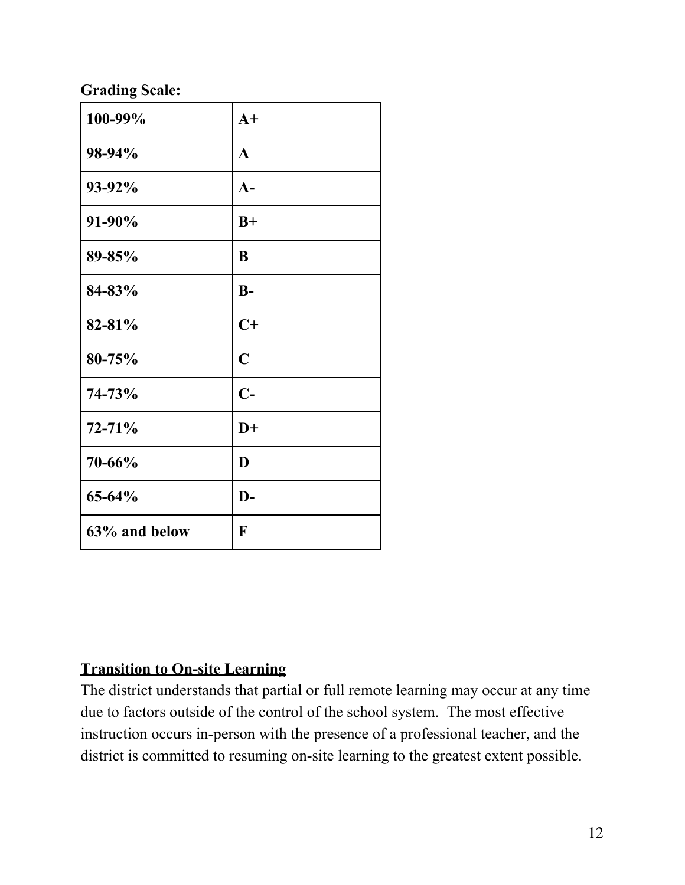**Grading Scale:**

| 100-99% | A+ |
|---|---|
| 98-94% | A |
| 93-92% | A- |
| 91-90% | B+ |
| 89-85% | B |
| 84-83% | B- |
| 82-81% | C+ |
| 80-75% | C |
| 74-73% | C- |
| 72-71% | D+ |
| 70-66% | D |
| 65-64% | D- |
| 63% and below | F |

## Transition to On-site Learning

The district understands that partial or full remote learning may occur at any time due to factors outside of the control of the school system. The most effective instruction occurs in-person with the presence of a professional teacher, and the district is committed to resuming on-site learning to the greatest extent possible.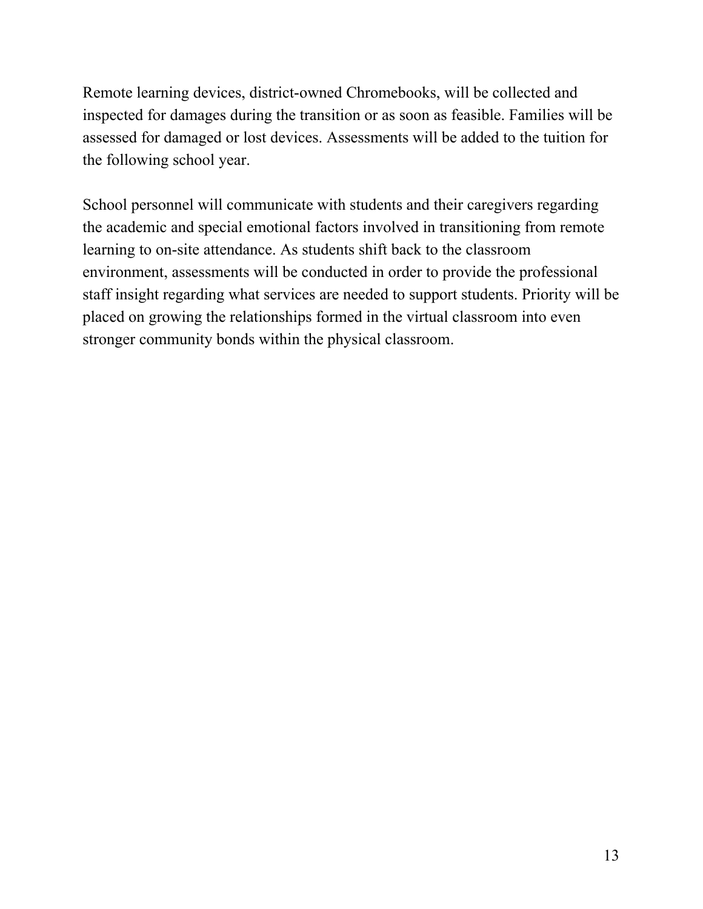Remote learning devices, district-owned Chromebooks, will be collected and inspected for damages during the transition or as soon as feasible. Families will be assessed for damaged or lost devices. Assessments will be added to the tuition for the following school year.

School personnel will communicate with students and their caregivers regarding the academic and special emotional factors involved in transitioning from remote learning to on-site attendance. As students shift back to the classroom environment, assessments will be conducted in order to provide the professional staff insight regarding what services are needed to support students. Priority will be placed on growing the relationships formed in the virtual classroom into even stronger community bonds within the physical classroom.